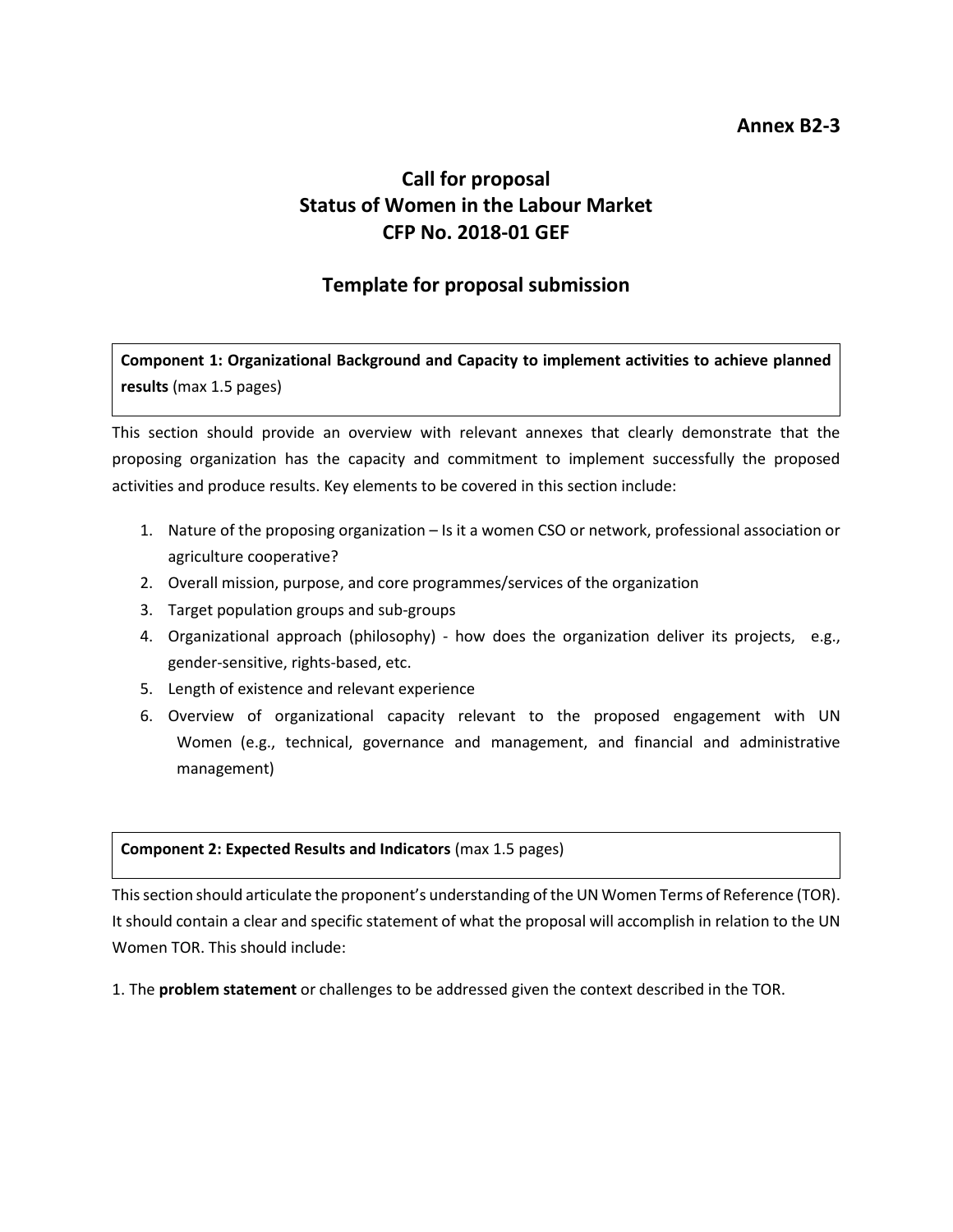**Annex B2-3**

# Call for proposal
# Status of Women in the Labour Market
# CFP No. 2018-01 GEF

## Template for proposal submission

**Component 1: Organizational Background and Capacity to implement activities to achieve planned results** (max 1.5 pages)

This section should provide an overview with relevant annexes that clearly demonstrate that the proposing organization has the capacity and commitment to implement successfully the proposed activities and produce results. Key elements to be covered in this section include:

1. Nature of the proposing organization – Is it a women CSO or network, professional association or agriculture cooperative?
2. Overall mission, purpose, and core programmes/services of the organization
3. Target population groups and sub-groups
4. Organizational approach (philosophy) - how does the organization deliver its projects, e.g., gender-sensitive, rights-based, etc.
5. Length of existence and relevant experience
6. Overview of organizational capacity relevant to the proposed engagement with UN Women (e.g., technical, governance and management, and financial and administrative management)

**Component 2: Expected Results and Indicators** (max 1.5 pages)

This section should articulate the proponent's understanding of the UN Women Terms of Reference (TOR). It should contain a clear and specific statement of what the proposal will accomplish in relation to the UN Women TOR. This should include:

1. The **problem statement** or challenges to be addressed given the context described in the TOR.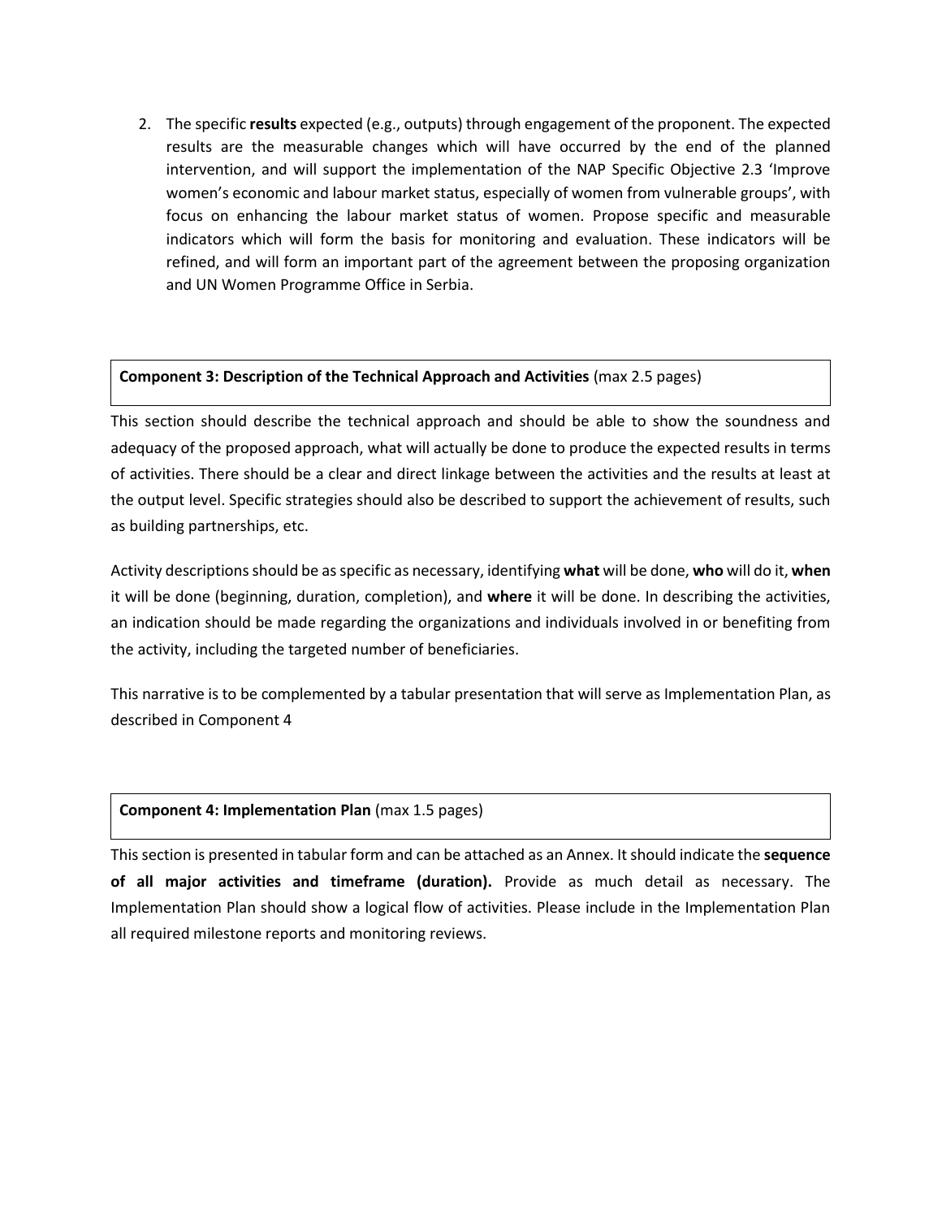2. The specific **results** expected (e.g., outputs) through engagement of the proponent. The expected results are the measurable changes which will have occurred by the end of the planned intervention, and will support the implementation of the NAP Specific Objective 2.3 'Improve women's economic and labour market status, especially of women from vulnerable groups', with focus on enhancing the labour market status of women. Propose specific and measurable indicators which will form the basis for monitoring and evaluation. These indicators will be refined, and will form an important part of the agreement between the proposing organization and UN Women Programme Office in Serbia.

**Component 3: Description of the Technical Approach and Activities** (max 2.5 pages)

This section should describe the technical approach and should be able to show the soundness and adequacy of the proposed approach, what will actually be done to produce the expected results in terms of activities. There should be a clear and direct linkage between the activities and the results at least at the output level. Specific strategies should also be described to support the achievement of results, such as building partnerships, etc.

Activity descriptions should be as specific as necessary, identifying **what** will be done, **who** will do it, **when** it will be done (beginning, duration, completion), and **where** it will be done. In describing the activities, an indication should be made regarding the organizations and individuals involved in or benefiting from the activity, including the targeted number of beneficiaries.

This narrative is to be complemented by a tabular presentation that will serve as Implementation Plan, as described in Component 4

**Component 4: Implementation Plan** (max 1.5 pages)

This section is presented in tabular form and can be attached as an Annex. It should indicate the **sequence of all major activities and timeframe (duration).** Provide as much detail as necessary. The Implementation Plan should show a logical flow of activities. Please include in the Implementation Plan all required milestone reports and monitoring reviews.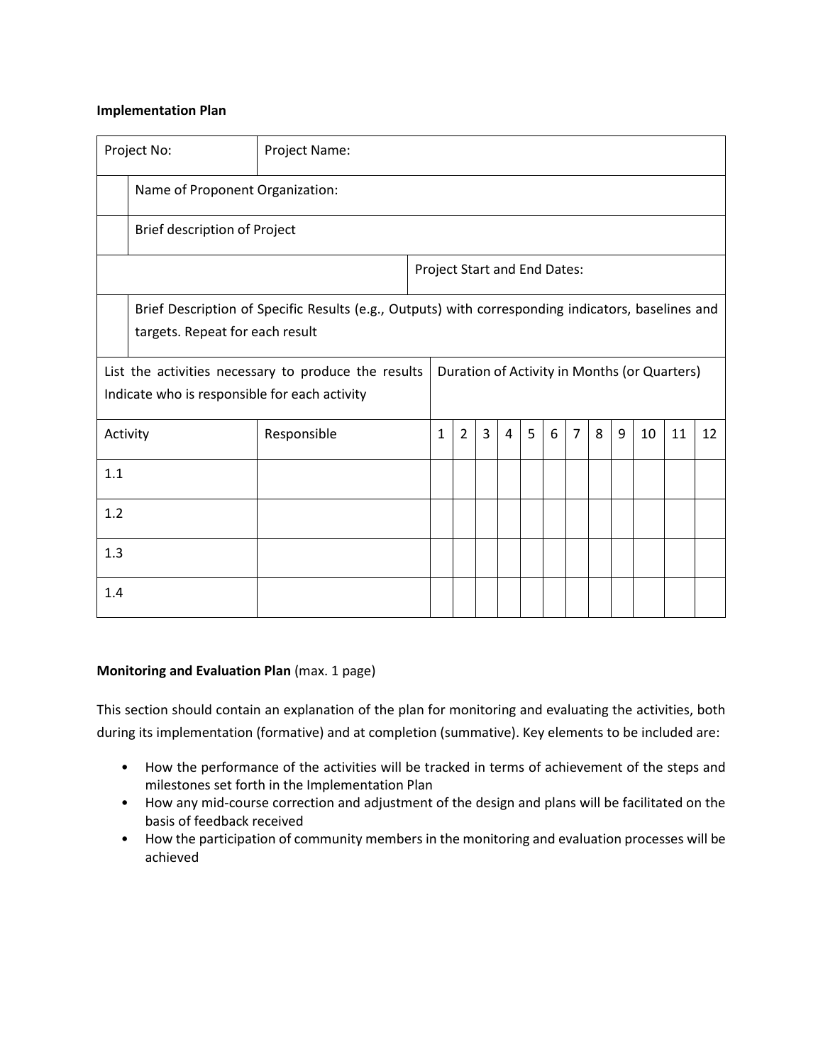**Implementation Plan**

| Project No: | Project Name: | | | | | | | | | | | | | |
|---|---|---|---|---|---|---|---|---|---|---|---|---|---|---|
| | Name of Proponent Organization: | | | | | | | | | | | | | |
| | Brief description of Project | | | | | | | | | | | | | |
| | | Project Start and End Dates: | | | | | | | | | | | | |
| | Brief Description of Specific Results (e.g., Outputs) with corresponding indicators, baselines and targets. Repeat for each result | | | | | | | | | | | | | |
| List the activities necessary to produce the results Indicate who is responsible for each activity | | Duration of Activity in Months (or Quarters) | | | | | | | | | | | | |
| Activity | Responsible | 1 | 2 | 3 | 4 | 5 | 6 | 7 | 8 | 9 | 10 | 11 | 12 | |
| 1.1 | | | | | | | | | | | | | | |
| 1.2 | | | | | | | | | | | | | | |
| 1.3 | | | | | | | | | | | | | | |
| 1.4 | | | | | | | | | | | | | | |

**Monitoring and Evaluation Plan** (max. 1 page)

This section should contain an explanation of the plan for monitoring and evaluating the activities, both during its implementation (formative) and at completion (summative). Key elements to be included are:

- How the performance of the activities will be tracked in terms of achievement of the steps and milestones set forth in the Implementation Plan
- How any mid-course correction and adjustment of the design and plans will be facilitated on the basis of feedback received
- How the participation of community members in the monitoring and evaluation processes will be achieved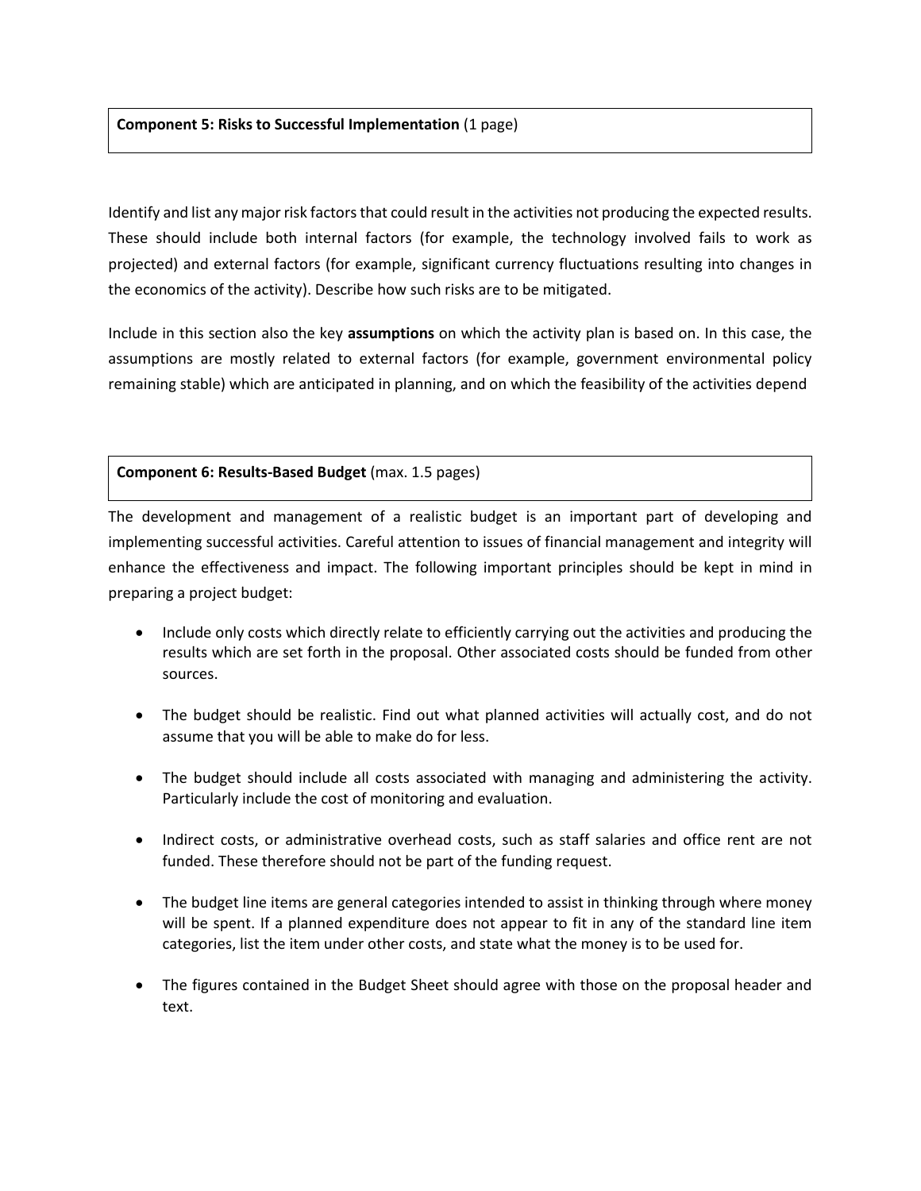**Component 5: Risks to Successful Implementation** (1 page)

Identify and list any major risk factors that could result in the activities not producing the expected results. These should include both internal factors (for example, the technology involved fails to work as projected) and external factors (for example, significant currency fluctuations resulting into changes in the economics of the activity). Describe how such risks are to be mitigated.

Include in this section also the key **assumptions** on which the activity plan is based on. In this case, the assumptions are mostly related to external factors (for example, government environmental policy remaining stable) which are anticipated in planning, and on which the feasibility of the activities depend

**Component 6: Results-Based Budget** (max. 1.5 pages)

The development and management of a realistic budget is an important part of developing and implementing successful activities. Careful attention to issues of financial management and integrity will enhance the effectiveness and impact. The following important principles should be kept in mind in preparing a project budget:

- Include only costs which directly relate to efficiently carrying out the activities and producing the results which are set forth in the proposal. Other associated costs should be funded from other sources.
- The budget should be realistic. Find out what planned activities will actually cost, and do not assume that you will be able to make do for less.
- The budget should include all costs associated with managing and administering the activity. Particularly include the cost of monitoring and evaluation.
- Indirect costs, or administrative overhead costs, such as staff salaries and office rent are not funded. These therefore should not be part of the funding request.
- The budget line items are general categories intended to assist in thinking through where money will be spent. If a planned expenditure does not appear to fit in any of the standard line item categories, list the item under other costs, and state what the money is to be used for.
- The figures contained in the Budget Sheet should agree with those on the proposal header and text.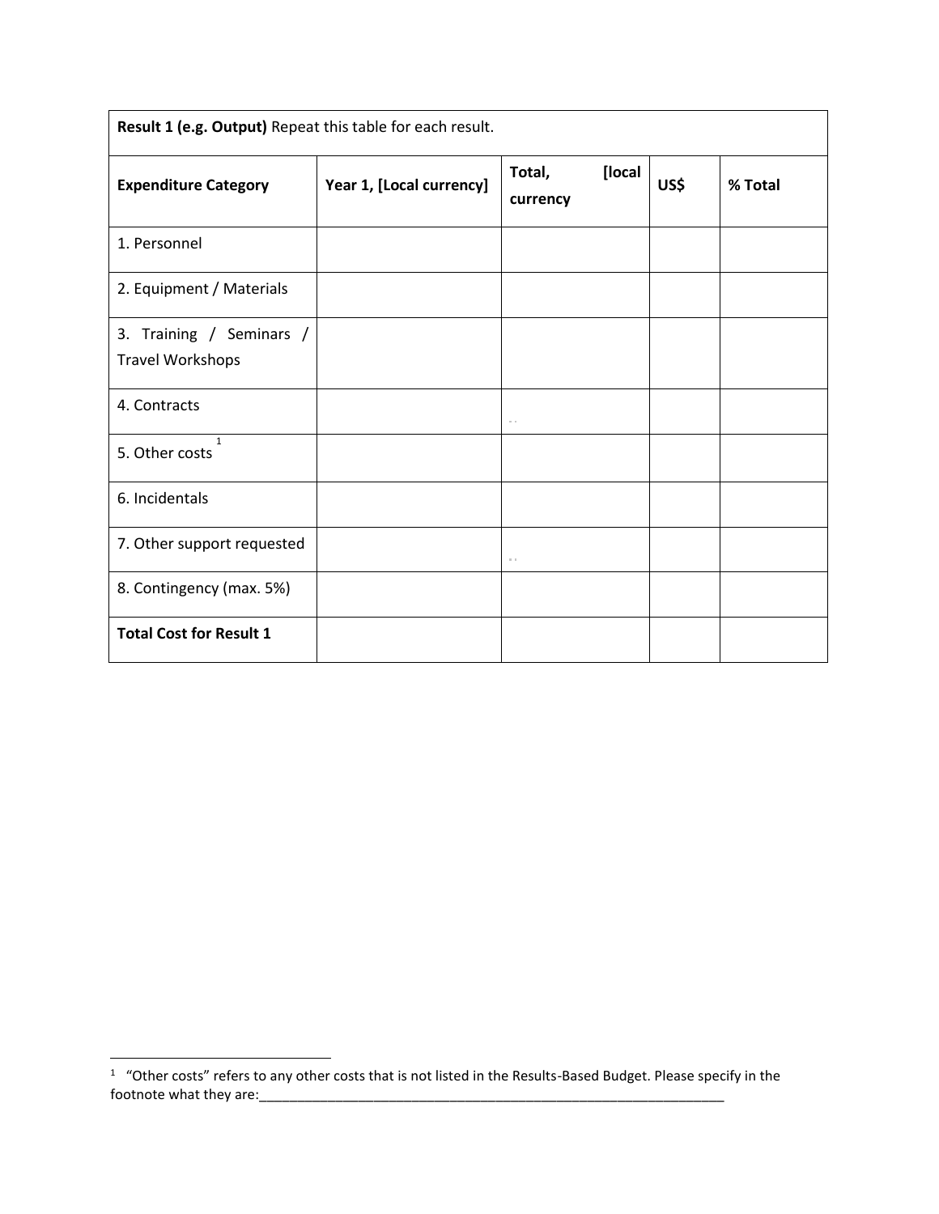| Result 1 (e.g. Output) Repeat this table for each result. | | | | |
|---|---|---|---|---|
| **Expenditure Category** | **Year 1, [Local currency]** | **Total, [local currency** | **US$** | **% Total** |
| 1. Personnel | | | | |
| 2. Equipment / Materials | | | | |
| 3. Training / Seminars / Travel Workshops | | | | |
| 4. Contracts | | | | |
| 5. Other costs [1] | | | | |
| 6. Incidentals | | | | |
| 7. Other support requested | | | | |
| 8. Contingency (max. 5%) | | | | |
| **Total Cost for Result 1** | | | | |

[1] "Other costs" refers to any other costs that is not listed in the Results-Based Budget. Please specify in the footnote what they are:_______________________________________________________________